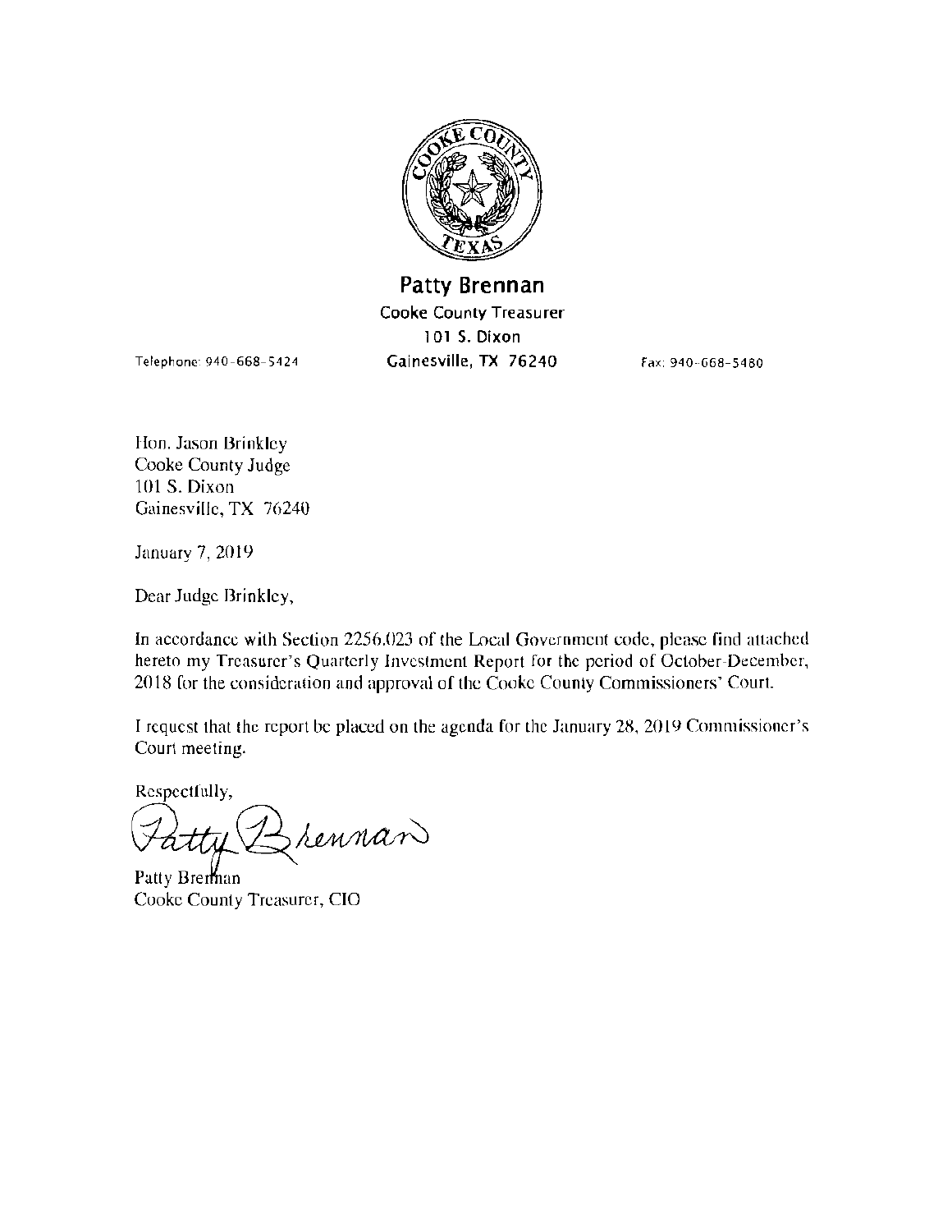**Patty Brennan**
Cooke County Treasurer
101 S. Dixon
Gainesville, TX 76240

Telephone: 940-668-5424

Fax: 940-668-5480

Hon. Jason Brinkley
Cooke County Judge
101 S. Dixon
Gainesville, TX 76240

January 7, 2019

Dear Judge Brinkley,

In accordance with Section 2256.023 of the Local Government code, please find attached hereto my Treasurer's Quarterly Investment Report for the period of October-December, 2018 for the consideration and approval of the Cooke County Commissioners' Court.

I request that the report be placed on the agenda for the January 28, 2019 Commissioner's Court meeting.

Respectfully,

Patty Brennan
Cooke County Treasurer, CIO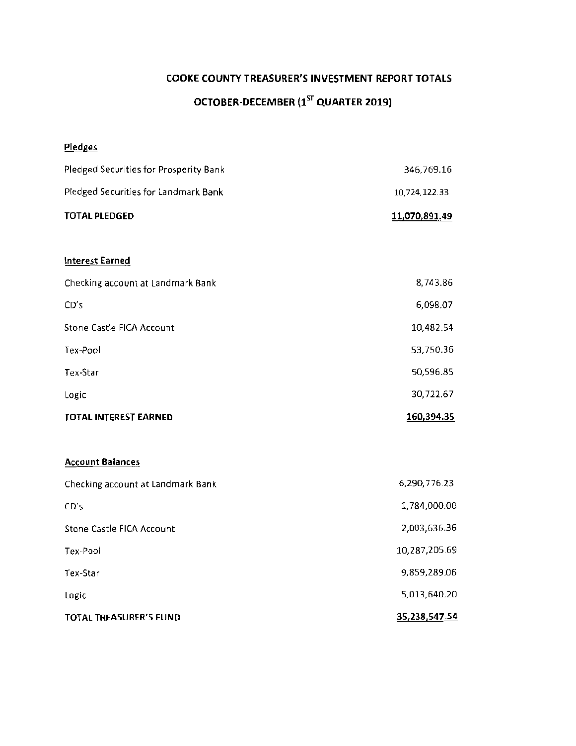# COOKE COUNTY TREASURER'S INVESTMENT REPORT TOTALS

## OCTOBER-DECEMBER (1ST QUARTER 2019)

**Pledges**

| | |
|---|---|
| Pledged Securities for Prosperity Bank | 346,769.16 |
| Pledged Securities for Landmark Bank | 10,724,122.33 |
| **TOTAL PLEDGED** | **11,070,891.49** |

**Interest Earned**

| | |
|---|---|
| Checking account at Landmark Bank | 8,743.86 |
| CD's | 6,098.07 |
| Stone Castle FICA Account | 10,482.54 |
| Tex-Pool | 53,750.36 |
| Tex-Star | 50,596.85 |
| Logic | 30,722.67 |
| **TOTAL INTEREST EARNED** | **160,394.35** |

**Account Balances**

| | |
|---|---|
| Checking account at Landmark Bank | 6,290,776.23 |
| CD's | 1,784,000.00 |
| Stone Castle FICA Account | 2,003,636.36 |
| Tex-Pool | 10,287,205.69 |
| Tex-Star | 9,859,289.06 |
| Logic | 5,013,640.20 |
| **TOTAL TREASURER'S FUND** | **35,238,547.54** |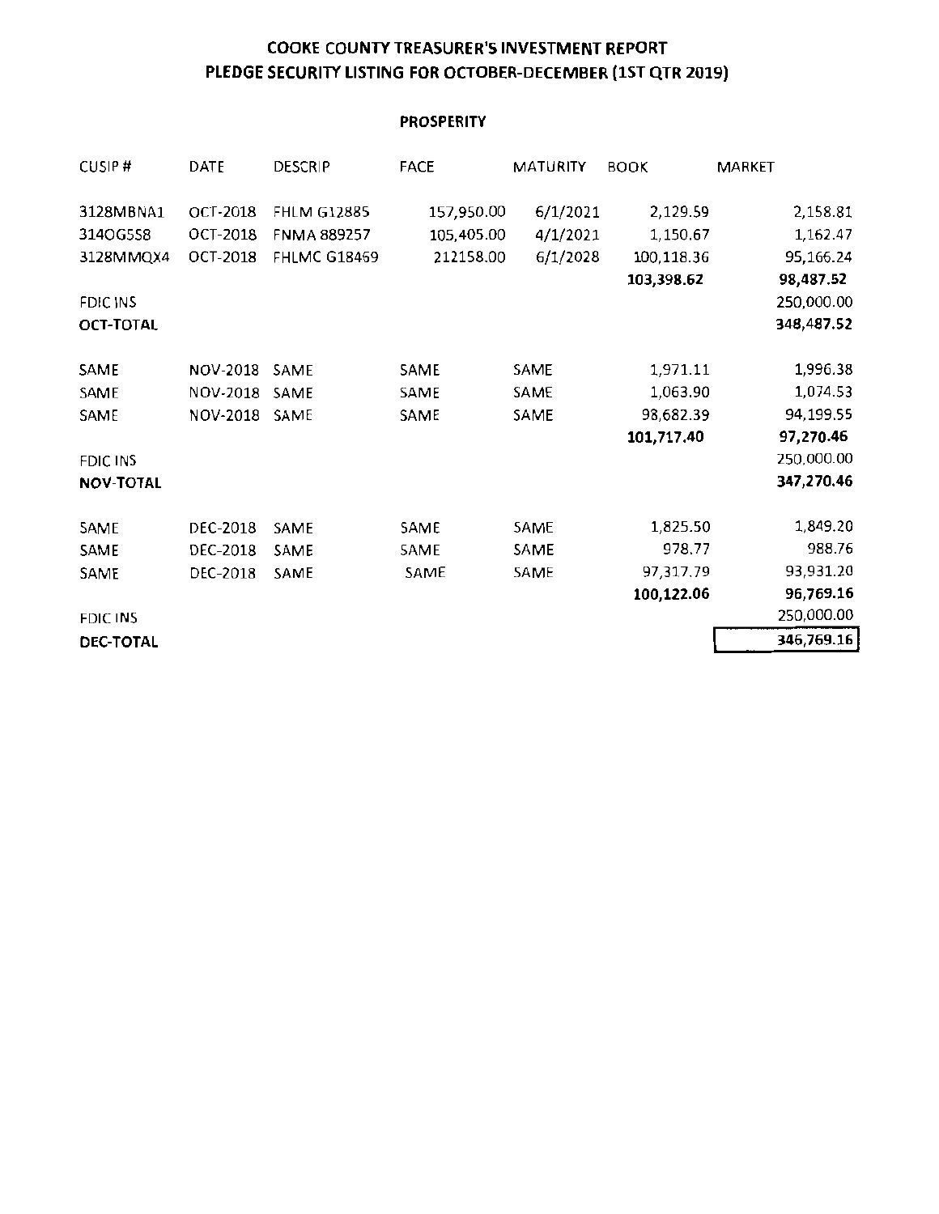# COOKE COUNTY TREASURER'S INVESTMENT REPORT
# PLEDGE SECURITY LISTING FOR OCTOBER-DECEMBER (1ST QTR 2019)

## PROSPERITY

| CUSIP # | DATE | DESCRIP | FACE | MATURITY | BOOK | MARKET |
|---|---|---|---|---|---|---|
| 3128MBNA1 | OCT-2018 | FHLM G12885 | 157,950.00 | 6/1/2021 | 2,129.59 | 2,158.81 |
| 3140G5S8 | OCT-2018 | FNMA 889257 | 105,405.00 | 4/1/2021 | 1,150.67 | 1,162.47 |
| 3128MMQX4 | OCT-2018 | FHLMC G18469 | 212158.00 | 6/1/2028 | 100,118.36 | 95,166.24 |
| | | | | | **103,398.62** | **98,487.52** |
| FDIC INS | | | | | | 250,000.00 |
| **OCT-TOTAL** | | | | | | **348,487.52** |
| SAME | NOV-2018 | SAME | SAME | SAME | 1,971.11 | 1,996.38 |
| SAME | NOV-2018 | SAME | SAME | SAME | 1,063.90 | 1,074.53 |
| SAME | NOV-2018 | SAME | SAME | SAME | 98,682.39 | 94,199.55 |
| | | | | | **101,717.40** | **97,270.46** |
| FDIC INS | | | | | | 250,000.00 |
| **NOV-TOTAL** | | | | | | **347,270.46** |
| SAME | DEC-2018 | SAME | SAME | SAME | 1,825.50 | 1,849.20 |
| SAME | DEC-2018 | SAME | SAME | SAME | 978.77 | 988.76 |
| SAME | DEC-2018 | SAME | SAME | SAME | 97,317.79 | 93,931.20 |
| | | | | | **100,122.06** | **96,769.16** |
| FDIC INS | | | | | | 250,000.00 |
| **DEC-TOTAL** | | | | | | 346,769.16 |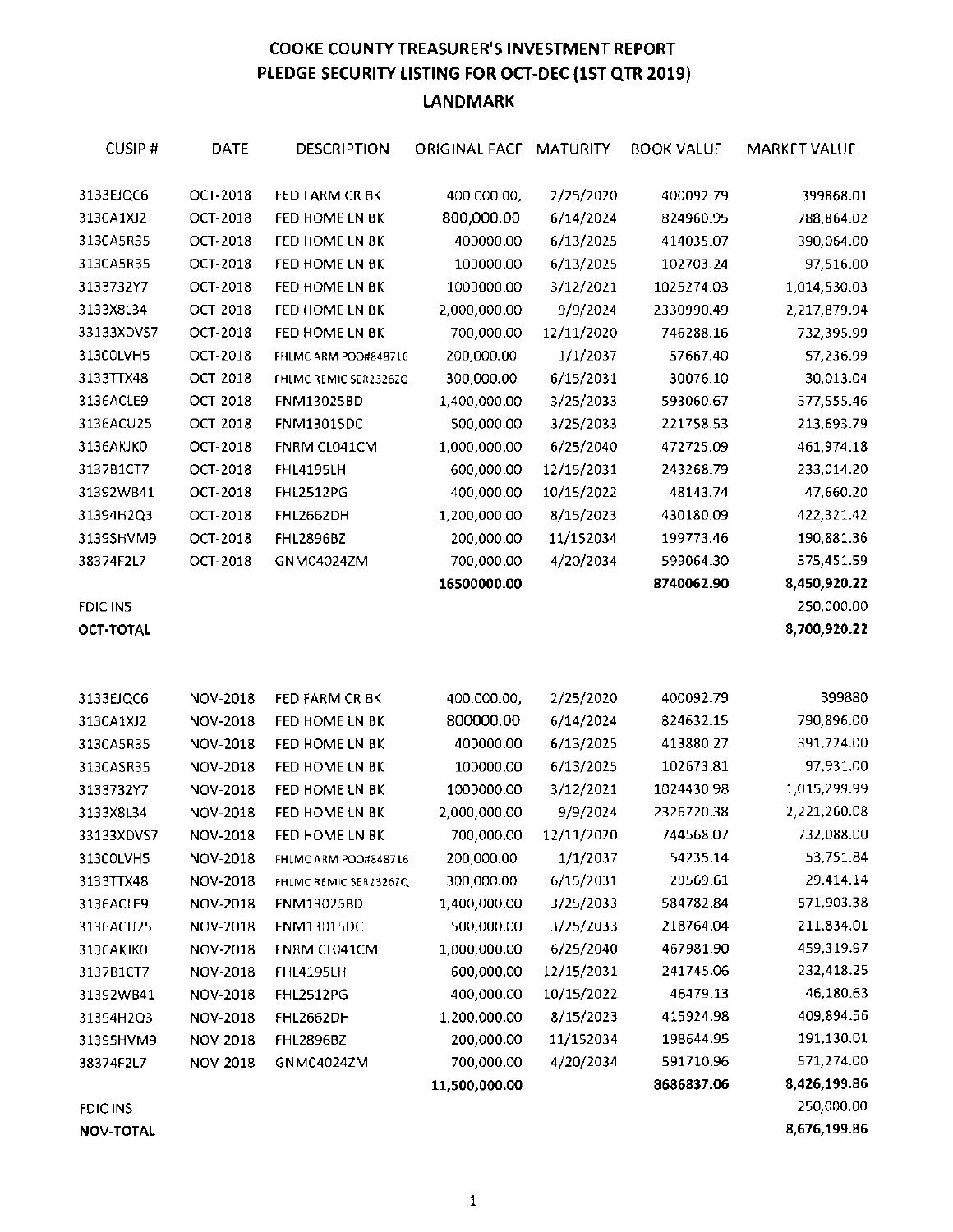# COOKE COUNTY TREASURER'S INVESTMENT REPORT
## PLEDGE SECURITY LISTING FOR OCT-DEC (1ST QTR 2019)
### LANDMARK

| CUSIP # | DATE | DESCRIPTION | ORIGINAL FACE | MATURITY | BOOK VALUE | MARKET VALUE |
|---|---|---|---|---|---|---|
| 3133EJQC6 | OCT-2018 | FED FARM CR BK | 400,000.00, | 2/25/2020 | 400092.79 | 399868.01 |
| 3130A1XJ2 | OCT-2018 | FED HOME LN BK | 800,000.00 | 6/14/2024 | 824960.95 | 788,864.02 |
| 3130A5R35 | OCT-2018 | FED HOME LN BK | 400000.00 | 6/13/2025 | 414035.07 | 390,064.00 |
| 3130A5R35 | OCT-2018 | FED HOME LN BK | 100000.00 | 6/13/2025 | 102703.24 | 97,516.00 |
| 3133732Y7 | OCT-2018 | FED HOME LN BK | 1000000.00 | 3/12/2021 | 1025274.03 | 1,014,530.03 |
| 3133X8L34 | OCT-2018 | FED HOME LN BK | 2,000,000.00 | 9/9/2024 | 2330990.49 | 2,217,879.94 |
| 33133XDVS7 | OCT-2018 | FED HOME LN BK | 700,000.00 | 12/11/2020 | 746288.16 | 732,395.99 |
| 31300LVH5 | OCT-2018 | FHLMC ARM POO#848716 | 200,000.00 | 1/1/2037 | 57667.40 | 57,236.99 |
| 3133TTX48 | OCT-2018 | FHLMC REMIC SER2326ZQ | 300,000.00 | 6/15/2031 | 30076.10 | 30,013.04 |
| 3136ACLE9 | OCT-2018 | FNM13025BD | 1,400,000.00 | 3/25/2033 | 593060.67 | 577,555.46 |
| 3136ACU25 | OCT-2018 | FNM13015DC | 500,000.00 | 3/25/2033 | 221758.53 | 213,693.79 |
| 3136AKJK0 | OCT-2018 | FNRM CL041CM | 1,000,000.00 | 6/25/2040 | 472725.09 | 461,974.18 |
| 3137B1CT7 | OCT-2018 | FHL4195LH | 600,000.00 | 12/15/2031 | 243268.79 | 233,014.20 |
| 31392WB41 | OCT-2018 | FHL2512PG | 400,000.00 | 10/15/2022 | 48143.74 | 47,660.20 |
| 31394H2Q3 | OCT-2018 | FHL2662DH | 1,200,000.00 | 8/15/2023 | 430180.09 | 422,321.42 |
| 31395HVM9 | OCT-2018 | FHL2896BZ | 200,000.00 | 11/152034 | 199773.46 | 190,881.36 |
| 38374F2L7 | OCT-2018 | GNM04024ZM | 700,000.00 | 4/20/2034 | 599064.30 | 575,451.59 |
| | | | **16500000.00** | | **8740062.90** | **8,450,920.22** |
| FDIC INS | | | | | | 250,000.00 |
| **OCT-TOTAL** | | | | | | **8,700,920.22** |

| CUSIP # | DATE | DESCRIPTION | ORIGINAL FACE | MATURITY | BOOK VALUE | MARKET VALUE |
|---|---|---|---|---|---|---|
| 3133EJQC6 | NOV-2018 | FED FARM CR BK | 400,000.00, | 2/25/2020 | 400092.79 | 399880 |
| 3130A1XJ2 | NOV-2018 | FED HOME LN BK | 800000.00 | 6/14/2024 | 824632.15 | 790,896.00 |
| 3130A5R35 | NOV-2018 | FED HOME LN BK | 400000.00 | 6/13/2025 | 413880.27 | 391,724.00 |
| 3130ASR35 | NOV-2018 | FED HOME LN BK | 100000.00 | 6/13/2025 | 102673.81 | 97,931.00 |
| 3133732Y7 | NOV-2018 | FED HOME LN BK | 1000000.00 | 3/12/2021 | 1024430.98 | 1,015,299.99 |
| 3133X8L34 | NOV-2018 | FED HOME LN BK | 2,000,000.00 | 9/9/2024 | 2326720.38 | 2,221,260.08 |
| 33133XDVS7 | NOV-2018 | FED HOME LN BK | 700,000.00 | 12/11/2020 | 744568.07 | 732,088.00 |
| 31300LVH5 | NOV-2018 | FHLMC ARM POO#848716 | 200,000.00 | 1/1/2037 | 54235.14 | 53,751.84 |
| 3133TTX48 | NOV-2018 | FHLMC REMIC SER2326ZQ | 300,000.00 | 6/15/2031 | 29569.61 | 29,414.14 |
| 3136ACLE9 | NOV-2018 | FNM13025BD | 1,400,000.00 | 3/25/2033 | 584782.84 | 571,903.38 |
| 3136ACU25 | NOV-2018 | FNM13015DC | 500,000.00 | 3/25/2033 | 218764.04 | 211,834.01 |
| 3136AKJK0 | NOV-2018 | FNRM CL041CM | 1,000,000.00 | 6/25/2040 | 467981.90 | 459,319.97 |
| 3137B1CT7 | NOV-2018 | FHL4195LH | 600,000.00 | 12/15/2031 | 241745.06 | 232,418.25 |
| 31392WB41 | NOV-2018 | FHL2512PG | 400,000.00 | 10/15/2022 | 46479.13 | 46,180.63 |
| 31394H2Q3 | NOV-2018 | FHL2662DH | 1,200,000.00 | 8/15/2023 | 415924.98 | 409,894.56 |
| 31395HVM9 | NOV-2018 | FHL2896BZ | 200,000.00 | 11/152034 | 198644.95 | 191,130.01 |
| 38374F2L7 | NOV-2018 | GNM04024ZM | 700,000.00 | 4/20/2034 | 591710.96 | 571,274.00 |
| | | | **11,500,000.00** | | **8686837.06** | **8,426,199.86** |
| FDIC INS | | | | | | 250,000.00 |
| **NOV-TOTAL** | | | | | | **8,676,199.86** |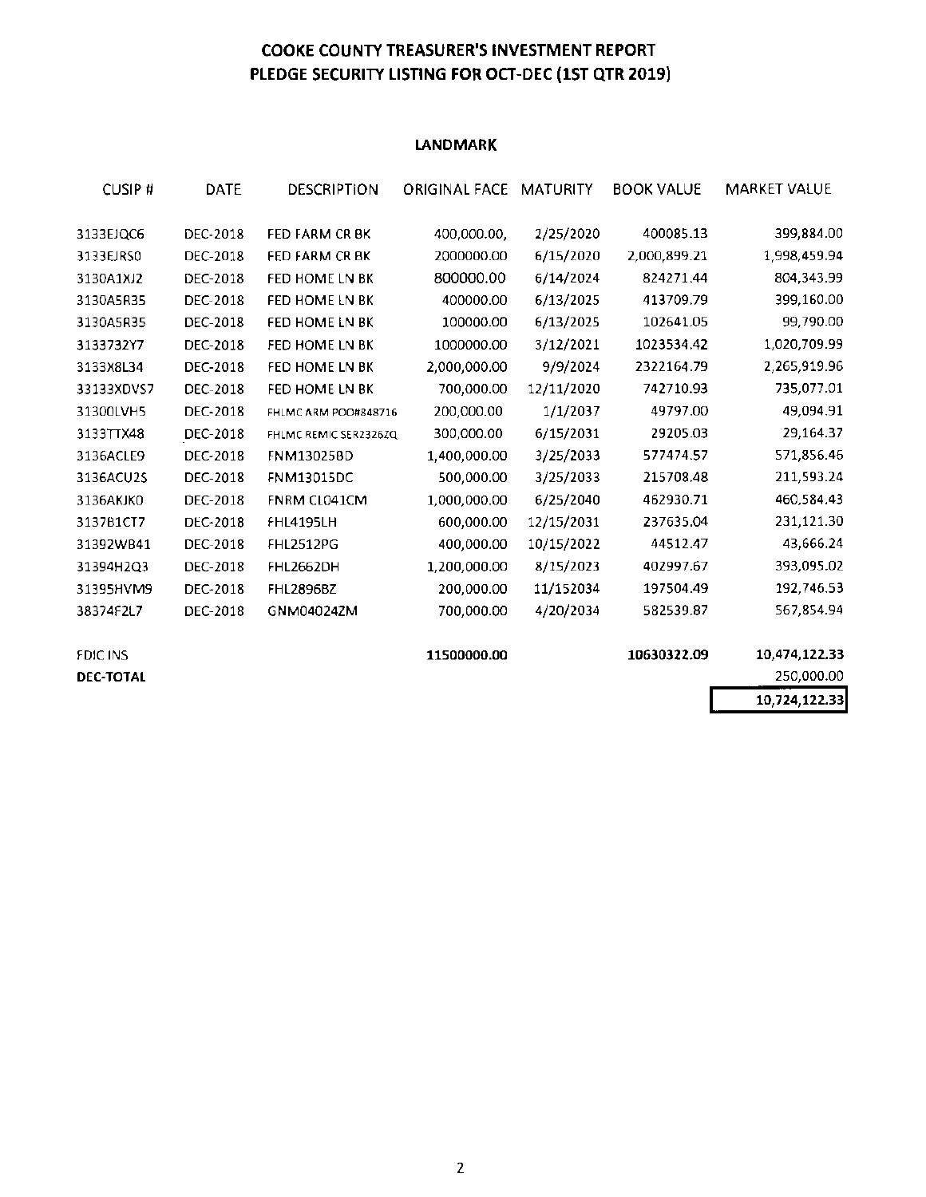# COOKE COUNTY TREASURER'S INVESTMENT REPORT
# PLEDGE SECURITY LISTING FOR OCT-DEC (1ST QTR 2019)

## LANDMARK

| CUSIP # | DATE | DESCRIPTION | ORIGINAL FACE | MATURITY | BOOK VALUE | MARKET VALUE |
|---|---|---|---|---|---|---|
| 3133EJQC6 | DEC-2018 | FED FARM CR BK | 400,000.00, | 2/25/2020 | 400085.13 | 399,884.00 |
| 3133EJRS0 | DEC-2018 | FED FARM CR BK | 2000000.00 | 6/15/2020 | 2,000,899.21 | 1,998,459.94 |
| 3130A1XJ2 | DEC-2018 | FED HOME LN BK | 800000.00 | 6/14/2024 | 824271.44 | 804,343.99 |
| 3130A5R35 | DEC-2018 | FED HOME LN BK | 400000.00 | 6/13/2025 | 413709.79 | 399,160.00 |
| 3130A5R35 | DEC-2018 | FED HOME LN BK | 100000.00 | 6/13/2025 | 102641.05 | 99,790.00 |
| 3133732Y7 | DEC-2018 | FED HOME LN BK | 1000000.00 | 3/12/2021 | 1023534.42 | 1,020,709.99 |
| 3133X8L34 | DEC-2018 | FED HOME LN BK | 2,000,000.00 | 9/9/2024 | 2322164.79 | 2,265,919.96 |
| 33133XDVS7 | DEC-2018 | FED HOME LN BK | 700,000.00 | 12/11/2020 | 742710.93 | 735,077.01 |
| 31300LVH5 | DEC-2018 | FHLMC ARM POO#848716 | 200,000.00 | 1/1/2037 | 49797.00 | 49,094.91 |
| 3133TTX48 | DEC-2018 | FHLMC REMIC SER2326ZQ | 300,000.00 | 6/15/2031 | 29205.03 | 29,164.37 |
| 3136ACLE9 | DEC-2018 | FNM13025BD | 1,400,000.00 | 3/25/2033 | 577474.57 | 571,856.46 |
| 3136ACU2S | DEC-2018 | FNM13015DC | 500,000.00 | 3/25/2033 | 215708.48 | 211,593.24 |
| 3136AKJK0 | DEC-2018 | FNRM CL041CM | 1,000,000.00 | 6/25/2040 | 462930.71 | 460,584.43 |
| 3137B1CT7 | DEC-2018 | FHL4195LH | 600,000.00 | 12/15/2031 | 237635.04 | 231,121.30 |
| 31392WB41 | DEC-2018 | FHL2512PG | 400,000.00 | 10/15/2022 | 44512.47 | 43,666.24 |
| 31394H2Q3 | DEC-2018 | FHL2662DH | 1,200,000.00 | 8/15/2023 | 402997.67 | 393,095.02 |
| 31395HVM9 | DEC-2018 | FHL2896BZ | 200,000.00 | 11/152034 | 197504.49 | 192,746.53 |
| 38374F2L7 | DEC-2018 | GNM04024ZM | 700,000.00 | 4/20/2034 | 582539.87 | 567,854.94 |
| | | | | | | |
| FDIC INS | | | **11500000.00** | | **10630322.09** | **10,474,122.33** |
| **DEC-TOTAL** | | | | | | 250,000.00 |
| | | | | | | **10,724,122.33** |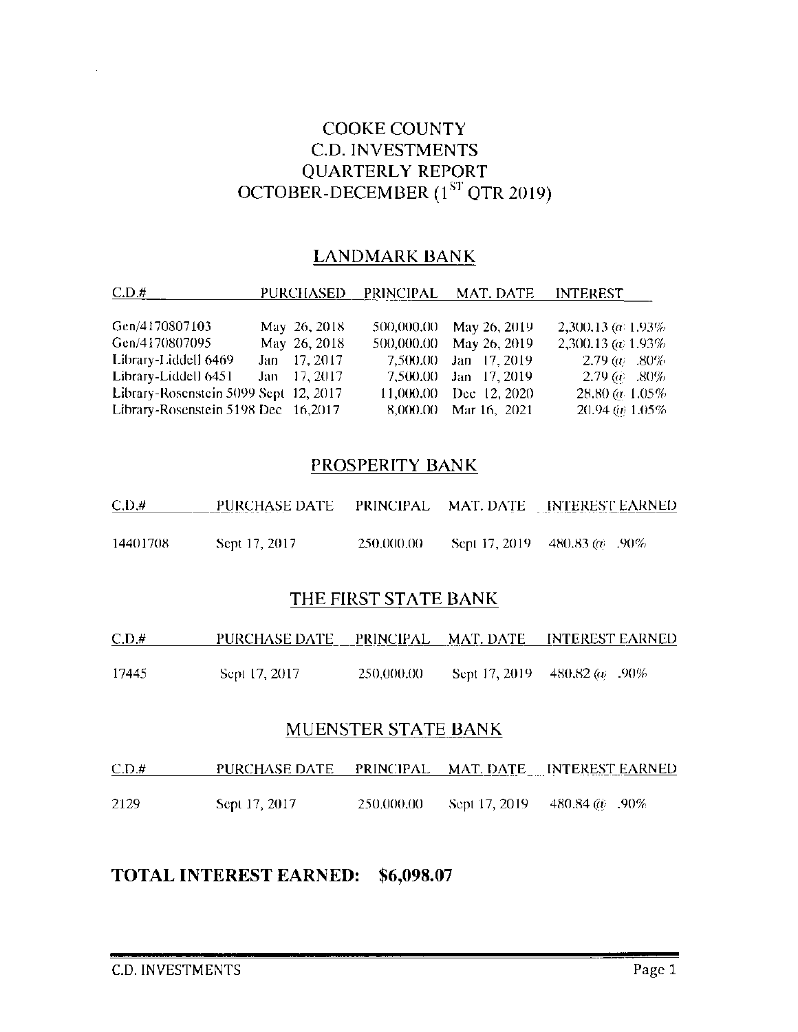# COOKE COUNTY
# C.D. INVESTMENTS
# QUARTERLY REPORT
# OCTOBER-DECEMBER (1ST QTR 2019)

## LANDMARK BANK

| C.D.# | PURCHASED | PRINCIPAL | MAT. DATE | INTEREST |
|---|---|---|---|---|
| Gen/4170807103 | May 26, 2018 | 500,000.00 | May 26, 2019 | 2,300.13 @ 1.93% |
| Gen/4170807095 | May 26, 2018 | 500,000.00 | May 26, 2019 | 2,300.13 @ 1.93% |
| Library-Liddell 6469 | Jan 17, 2017 | 7,500.00 | Jan 17, 2019 | 2.79 @ .80% |
| Library-Liddell 6451 | Jan 17, 2017 | 7,500.00 | Jan 17, 2019 | 2.79 @ .80% |
| Library-Rosenstein 5099 | Sept 12, 2017 | 11,000.00 | Dec 12, 2020 | 28.80 @ 1.05% |
| Library-Rosenstein 5198 | Dec 16,2017 | 8,000.00 | Mar 16, 2021 | 20.94 @ 1.05% |

## PROSPERITY BANK

| C.D.# | PURCHASE DATE | PRINCIPAL | MAT. DATE | INTEREST EARNED |
|---|---|---|---|---|
| 14401708 | Sept 17, 2017 | 250,000.00 | Sept 17, 2019 | 480.83 @ .90% |

## THE FIRST STATE BANK

| C.D.# | PURCHASE DATE | PRINCIPAL | MAT. DATE | INTEREST EARNED |
|---|---|---|---|---|
| 17445 | Sept 17, 2017 | 250,000.00 | Sept 17, 2019 | 480.82 @ .90% |

## MUENSTER STATE BANK

| C.D.# | PURCHASE DATE | PRINCIPAL | MAT. DATE | INTEREST EARNED |
|---|---|---|---|---|
| 2129 | Sept 17, 2017 | 250,000.00 | Sept 17, 2019 | 480.84 @ .90% |

**TOTAL INTEREST EARNED: $6,098.07**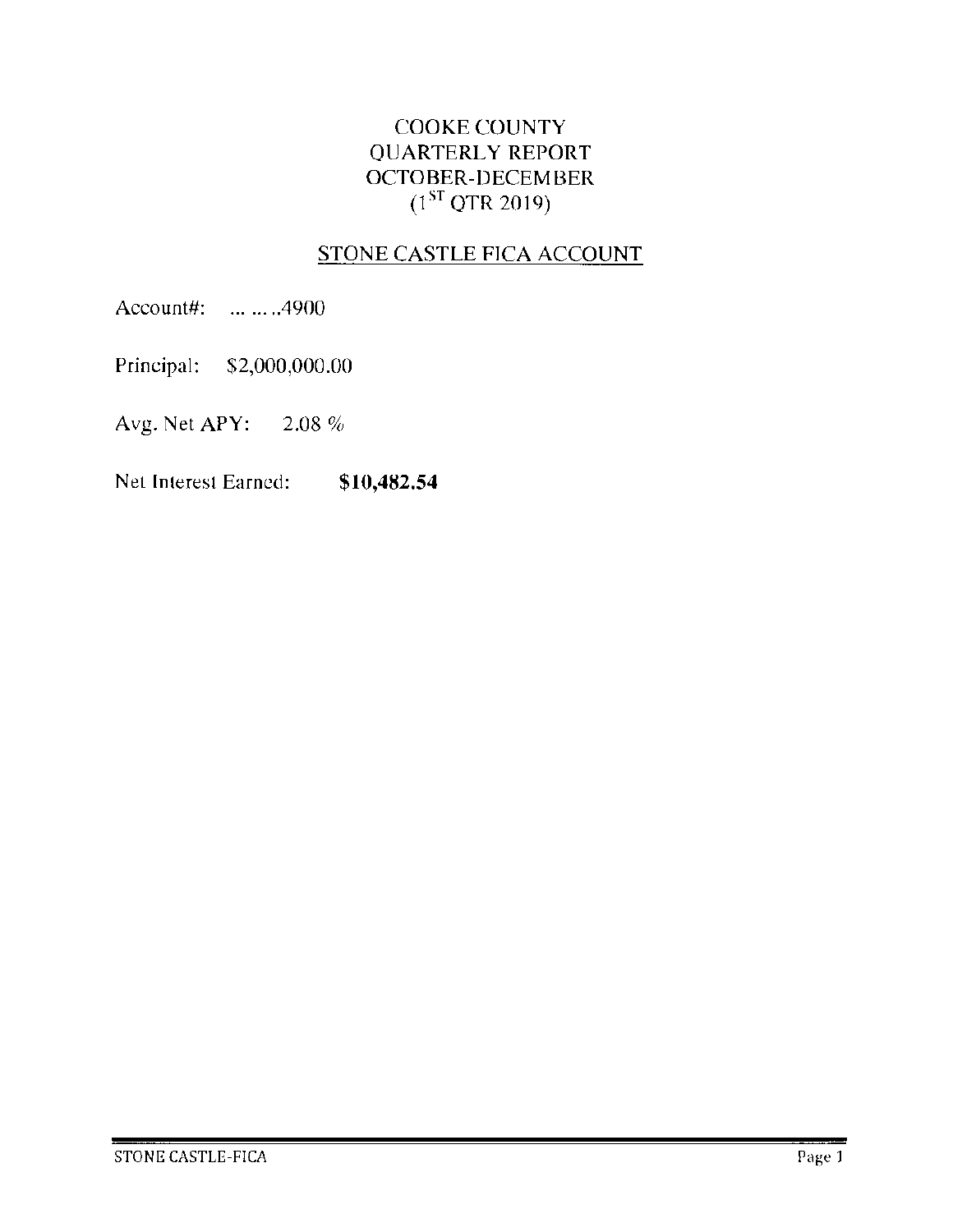# COOKE COUNTY
# QUARTERLY REPORT
# OCTOBER-DECEMBER
# (1ST QTR 2019)

## STONE CASTLE FICA ACCOUNT

Account#: ... ... ..4900

Principal: $2,000,000.00

Avg. Net APY: 2.08 %

Net Interest Earned: **$10,482.54**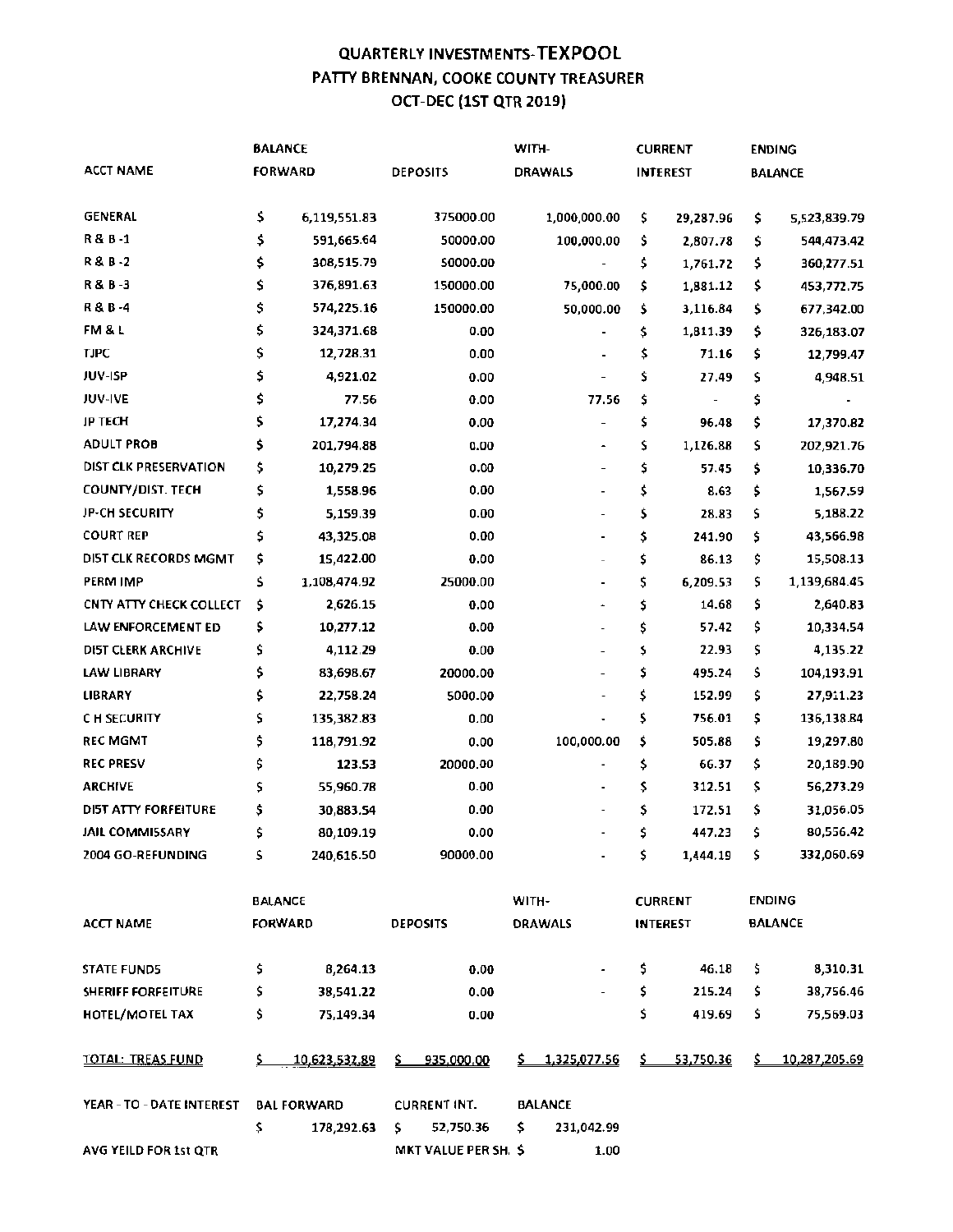# QUARTERLY INVESTMENTS-TEXPOOL
## PATTY BRENNAN, COOKE COUNTY TREASURER
## OCT-DEC (1ST QTR 2019)

| ACCT NAME | BALANCE FORWARD | DEPOSITS | WITH-DRAWALS | CURRENT INTEREST | ENDING BALANCE |
|---|---|---|---|---|---|
| GENERAL | $ 6,119,551.83 | 375000.00 | 1,000,000.00 | $ 29,287.96 | $ 5,523,839.79 |
| R & B -1 | $ 591,665.64 | 50000.00 | 100,000.00 | $ 2,807.78 | $ 544,473.42 |
| R & B -2 | $ 308,515.79 | 50000.00 | - | $ 1,761.72 | $ 360,277.51 |
| R & B -3 | $ 376,891.63 | 150000.00 | 75,000.00 | $ 1,881.12 | $ 453,772.75 |
| R & B -4 | $ 574,225.16 | 150000.00 | 50,000.00 | $ 3,116.84 | $ 677,342.00 |
| FM & L | $ 324,371.68 | 0.00 | - | $ 1,811.39 | $ 326,183.07 |
| TJPC | $ 12,728.31 | 0.00 | - | $ 71.16 | $ 12,799.47 |
| JUV-ISP | $ 4,921.02 | 0.00 | - | $ 27.49 | $ 4,948.51 |
| JUV-IVE | $ 77.56 | 0.00 | 77.56 | $ - | $ - |
| JP TECH | $ 17,274.34 | 0.00 | - | $ 96.48 | $ 17,370.82 |
| ADULT PROB | $ 201,794.88 | 0.00 | - | $ 1,126.88 | $ 202,921.76 |
| DIST CLK PRESERVATION | $ 10,279.25 | 0.00 | - | $ 57.45 | $ 10,336.70 |
| COUNTY/DIST. TECH | $ 1,558.96 | 0.00 | - | $ 8.63 | $ 1,567.59 |
| JP-CH SECURITY | $ 5,159.39 | 0.00 | - | $ 28.83 | $ 5,188.22 |
| COURT REP | $ 43,325.08 | 0.00 | - | $ 241.90 | $ 43,566.98 |
| DIST CLK RECORDS MGMT | $ 15,422.00 | 0.00 | - | $ 86.13 | $ 15,508.13 |
| PERM IMP | $ 1,108,474.92 | 25000.00 | - | $ 6,209.53 | $ 1,139,684.45 |
| CNTY ATTY CHECK COLLECT | $ 2,626.15 | 0.00 | - | $ 14.68 | $ 2,640.83 |
| LAW ENFORCEMENT ED | $ 10,277.12 | 0.00 | - | $ 57.42 | $ 10,334.54 |
| DIST CLERK ARCHIVE | $ 4,112.29 | 0.00 | - | $ 22.93 | $ 4,135.22 |
| LAW LIBRARY | $ 83,698.67 | 20000.00 | - | $ 495.24 | $ 104,193.91 |
| LIBRARY | $ 22,758.24 | 5000.00 | - | $ 152.99 | $ 27,911.23 |
| C H SECURITY | $ 135,382.83 | 0.00 | - | $ 756.01 | $ 136,138.84 |
| REC MGMT | $ 118,791.92 | 0.00 | 100,000.00 | $ 505.88 | $ 19,297.80 |
| REC PRESV | $ 123.53 | 20000.00 | - | $ 66.37 | $ 20,189.90 |
| ARCHIVE | $ 55,960.78 | 0.00 | - | $ 312.51 | $ 56,273.29 |
| DIST ATTY FORFEITURE | $ 30,883.54 | 0.00 | - | $ 172.51 | $ 31,056.05 |
| JAIL COMMISSARY | $ 80,109.19 | 0.00 | - | $ 447.23 | $ 80,556.42 |
| 2004 GO-REFUNDING | $ 240,616.50 | 90000.00 | - | $ 1,444.19 | $ 332,060.69 |

| ACCT NAME | BALANCE FORWARD | DEPOSITS | WITH-DRAWALS | CURRENT INTEREST | ENDING BALANCE |
|---|---|---|---|---|---|
| STATE FUNDS | $ 8,264.13 | 0.00 | - | $ 46.18 | $ 8,310.31 |
| SHERIFF FORFEITURE | $ 38,541.22 | 0.00 | - | $ 215.24 | $ 38,756.46 |
| HOTEL/MOTEL TAX | $ 75,149.34 | 0.00 | | $ 419.69 | $ 75,569.03 |
| TOTAL: TREAS FUND | $ 10,623,532.89 | $ 935,000.00 | $ 1,325,077.56 | $ 53,750.36 | $ 10,287,205.69 |

| YEAR - TO - DATE INTEREST | BAL FORWARD | CURRENT INT. | BALANCE |
|---|---|---|---|
| | $ 178,292.63 | $ 52,750.36 | $ 231,042.99 |
| AVG YEILD FOR 1st QTR | | MKT VALUE PER SH. $ | 1.00 |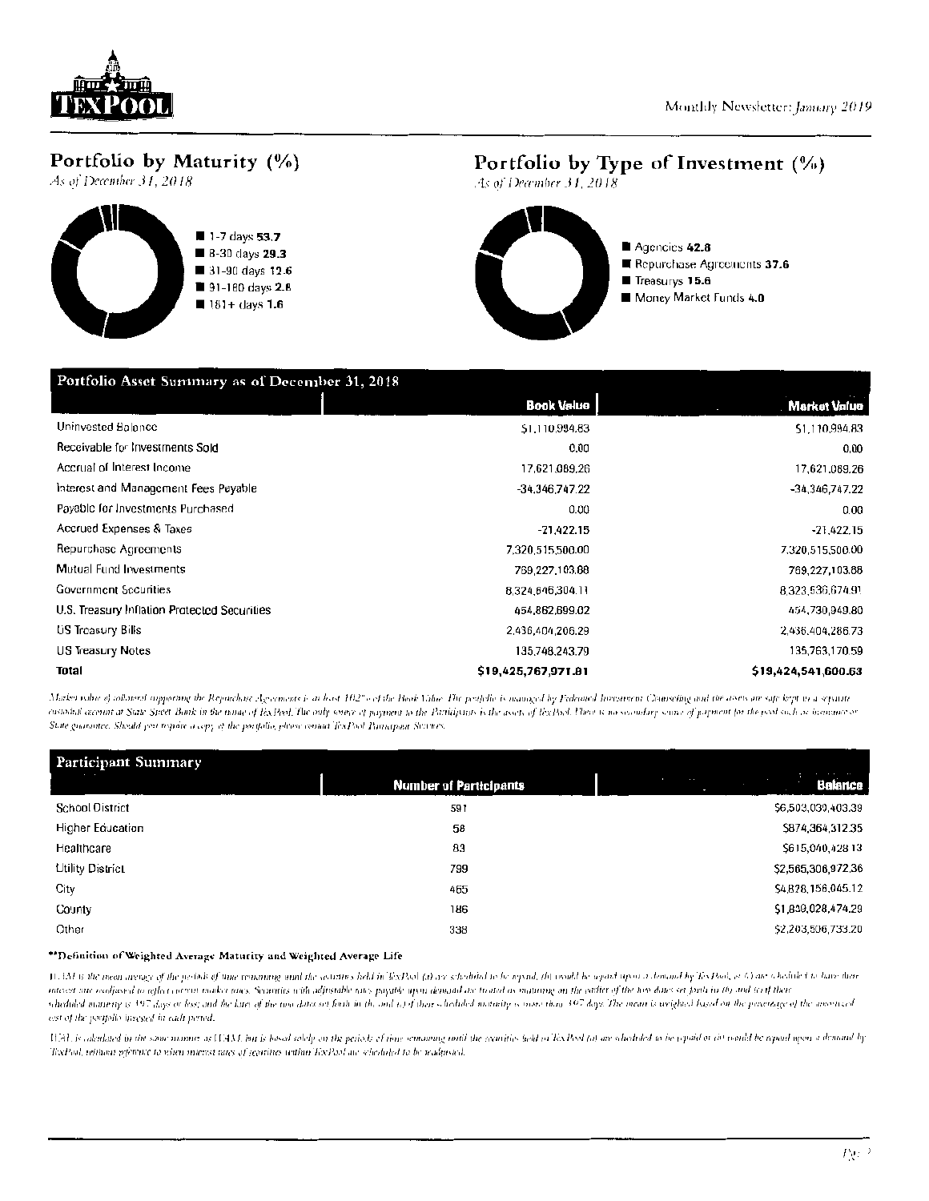## Portfolio by Maturity (%)

*As of December 31, 2018*

- 1-7 days **53.7**
- 8-30 days **29.3**
- 31-90 days **12.6**
- 91-180 days **2.8**
- 181+ days **1.6**

## Portfolio by Type of Investment (%)

*As of December 31, 2018*

- Agencies **42.8**
- Repurchase Agreements **37.6**
- Treasurys **15.6**
- Money Market Funds **4.0**

## Portfolio Asset Summary as of December 31, 2018

| | Book Value | Market Value |
|---|---|---|
| Uninvested Balance | $1,110,994.83 | $1,110,994.83 |
| Receivable for Investments Sold | 0.00 | 0.00 |
| Accrual of Interest Income | 17,621,089.26 | 17,621,089.26 |
| Interest and Management Fees Payable | -34,346,747.22 | -34,346,747.22 |
| Payable for Investments Purchased | 0.00 | 0.00 |
| Accrued Expenses & Taxes | -21,422.15 | -21,422.15 |
| Repurchase Agreements | 7,320,515,500.00 | 7,320,515,500.00 |
| Mutual Fund Investments | 769,227,103.88 | 769,227,103.88 |
| Government Securities | 8,324,646,304.11 | 8,323,536,674.91 |
| U.S. Treasury Inflation Protected Securities | 454,862,699.02 | 454,730,949.80 |
| US Treasury Bills | 2,436,404,206.29 | 2,436,404,286.73 |
| US Treasury Notes | 135,748,243.79 | 135,763,170.59 |
| **Total** | **$19,425,767,971.81** | **$19,424,541,600.63** |

*Market value of collateral supporting the Repurchase Agreements is at least 102% of the Book Value. The portfolio is managed by Federated Investment Counseling and the assets are safe kept in a separate custodial account at State Street Bank in the name of TexPool. The only source of payment to the Participants is the assets of TexPool. There is no secondary source of payment for the pool such as insurance or State guarantee. Should you require a copy of the portfolio, please contact TexPool Participant Services.*

## Participant Summary

| | Number of Participants | Balance |
|---|---|---|
| School District | 591 | $6,503,030,403.39 |
| Higher Education | 58 | $874,364,312.35 |
| Healthcare | 83 | $615,040,428.13 |
| Utility District | 799 | $2,565,306,972.36 |
| City | 465 | $4,828,156,045.12 |
| County | 186 | $1,839,028,474.29 |
| Other | 338 | $2,203,506,733.20 |

**\*\*Definition of Weighted Average Maturity and Weighted Average Life**

*WAM is the mean average of the periods of time remaining until the securities held in TexPool (a) are scheduled to be repaid, (b) would be repaid upon a demand by TexPool, or (c) are scheduled to have their interest rate readjusted to reflect current market rates. Securities with adjustable rates payable upon demand are treated as maturing on the earlier of the two dates set forth in (b) and (c) if their scheduled maturity is 397 days or less; and the later of the two dates set forth in (b) and (c) if their scheduled maturity is more than 397 days. The mean is weighted based on the percentage of the amortized cost of the portfolio invested in each period.*

*WAL is calculated in the same manner as WAM, but is based solely on the periods of time remaining until the securities held in TexPool (a) are scheduled to be repaid or (b) would be repaid upon a demand by TexPool, without reference to when interest rates of securities within TexPool are scheduled to be readjusted.*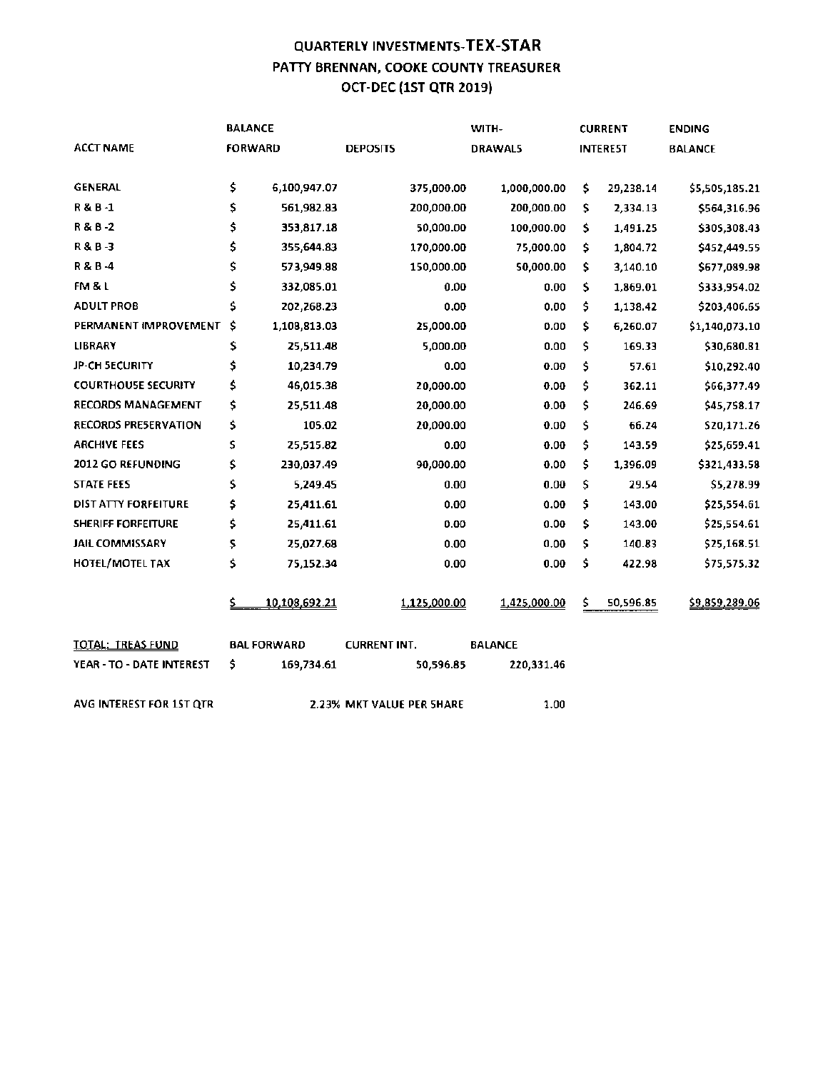# QUARTERLY INVESTMENTS-TEX-STAR
## PATTY BRENNAN, COOKE COUNTY TREASURER
## OCT-DEC (1ST QTR 2019)

| ACCT NAME | BALANCE FORWARD | DEPOSITS | WITH-DRAWALS | CURRENT INTEREST | ENDING BALANCE |
|---|---|---|---|---|---|
| GENERAL | $ 6,100,947.07 | 375,000.00 | 1,000,000.00 | $ 29,238.14 | $5,505,185.21 |
| R & B -1 | $ 561,982.83 | 200,000.00 | 200,000.00 | $ 2,334.13 | $564,316.96 |
| R & B -2 | $ 353,817.18 | 50,000.00 | 100,000.00 | $ 1,491.25 | $305,308.43 |
| R & B -3 | $ 355,644.83 | 170,000.00 | 75,000.00 | $ 1,804.72 | $452,449.55 |
| R & B -4 | $ 573,949.88 | 150,000.00 | 50,000.00 | $ 3,140.10 | $677,089.98 |
| FM & L | $ 332,085.01 | 0.00 | 0.00 | $ 1,869.01 | $333,954.02 |
| ADULT PROB | $ 202,268.23 | 0.00 | 0.00 | $ 1,138.42 | $203,406.65 |
| PERMANENT IMPROVEMENT | $ 1,108,813.03 | 25,000.00 | 0.00 | $ 6,260.07 | $1,140,073.10 |
| LIBRARY | $ 25,511.48 | 5,000.00 | 0.00 | $ 169.33 | $30,680.81 |
| JP-CH SECURITY | $ 10,234.79 | 0.00 | 0.00 | $ 57.61 | $10,292.40 |
| COURTHOUSE SECURITY | $ 46,015.38 | 20,000.00 | 0.00 | $ 362.11 | $66,377.49 |
| RECORDS MANAGEMENT | $ 25,511.48 | 20,000.00 | 0.00 | $ 246.69 | $45,758.17 |
| RECORDS PRESERVATION | $ 105.02 | 20,000.00 | 0.00 | $ 66.24 | $20,171.26 |
| ARCHIVE FEES | $ 25,515.82 | 0.00 | 0.00 | $ 143.59 | $25,659.41 |
| 2012 GO REFUNDING | $ 230,037.49 | 90,000.00 | 0.00 | $ 1,396.09 | $321,433.58 |
| STATE FEES | $ 5,249.45 | 0.00 | 0.00 | $ 29.54 | $5,278.99 |
| DIST ATTY FORFEITURE | $ 25,411.61 | 0.00 | 0.00 | $ 143.00 | $25,554.61 |
| SHERIFF FORFEITURE | $ 25,411.61 | 0.00 | 0.00 | $ 143.00 | $25,554.61 |
| JAIL COMMISSARY | $ 25,027.68 | 0.00 | 0.00 | $ 140.83 | $25,168.51 |
| HOTEL/MOTEL TAX | $ 75,152.34 | 0.00 | 0.00 | $ 422.98 | $75,575.32 |
| | $ 10,108,692.21 | 1,125,000.00 | 1,425,000.00 | $ 50,596.85 | $9,859,289.06 |

| TOTAL: TREAS FUND | BAL FORWARD | CURRENT INT. | BALANCE |
|---|---|---|---|
| YEAR - TO - DATE INTEREST | $ 169,734.61 | 50,596.85 | 220,331.46 |

AVG INTEREST FOR 1ST QTR 2.23% MKT VALUE PER SHARE 1.00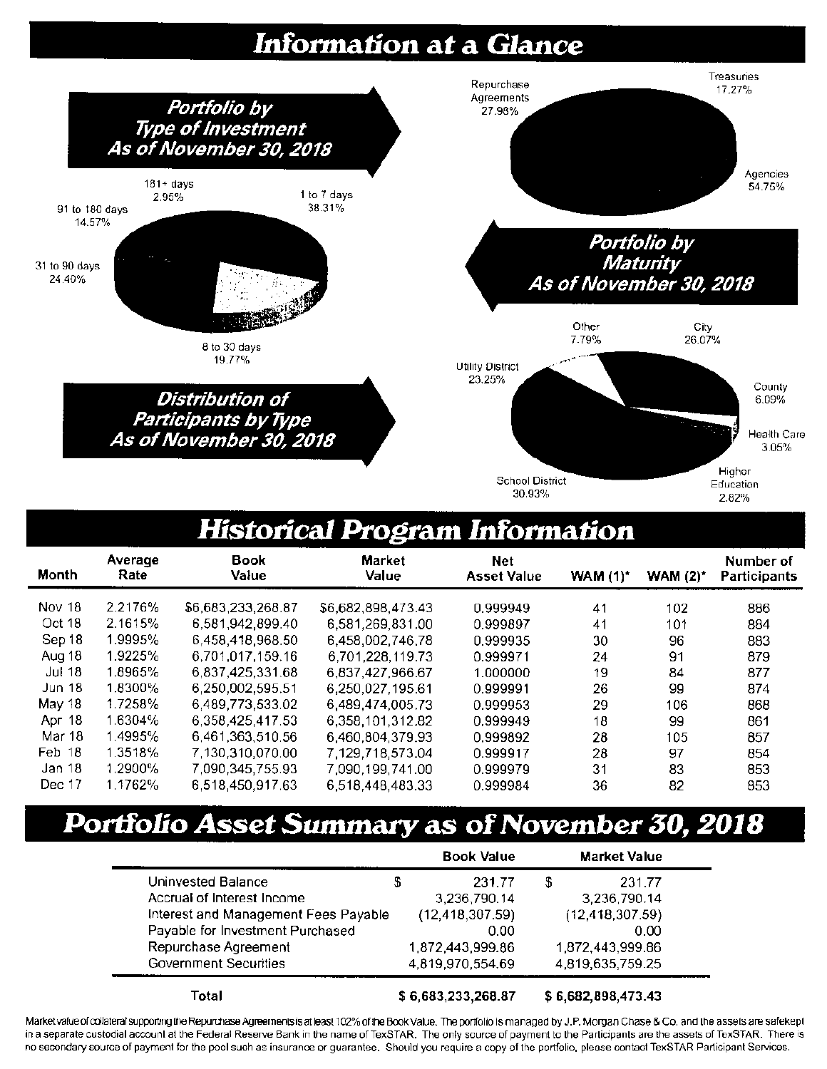# Information at a Glance

## Portfolio by Type of Investment As of November 30, 2018

Repurchase Agreements 27.98%

Treasuries 17.27%

Agencies 54.75%

## Portfolio by Maturity As of November 30, 2018

181+ days 2.95%

1 to 7 days 38.31%

91 to 180 days 14.57%

31 to 90 days 24.40%

8 to 30 days 19.77%

## Distribution of Participants by Type As of November 30, 2018

Other 7.79%

City 26.07%

Utility District 23.25%

County 6.09%

Health Care 3.05%

Higher Education 2.82%

School District 30.93%

# Historical Program Information

| Month | Average Rate | Book Value | Market Value | Net Asset Value | WAM (1)* | WAM (2)* | Number of Participants |
|---|---|---|---|---|---|---|---|
| Nov 18 | 2.2176% | $6,683,233,268.87 | $6,682,898,473.43 | 0.999949 | 41 | 102 | 886 |
| Oct 18 | 2.1615% | 6,581,942,899.40 | 6,581,269,831.00 | 0.999897 | 41 | 101 | 884 |
| Sep 18 | 1.9995% | 6,458,418,968.50 | 6,458,002,746.78 | 0.999935 | 30 | 96 | 883 |
| Aug 18 | 1.9225% | 6,701,017,159.16 | 6,701,228,119.73 | 0.999971 | 24 | 91 | 879 |
| Jul 18 | 1.8965% | 6,837,425,331.68 | 6,837,427,966.67 | 1.000000 | 19 | 84 | 877 |
| Jun 18 | 1.8300% | 6,250,002,595.51 | 6,250,027,195.61 | 0.999991 | 26 | 99 | 874 |
| May 18 | 1.7258% | 6,489,773,533.02 | 6,489,474,005.73 | 0.999953 | 29 | 106 | 868 |
| Apr 18 | 1.6304% | 6,358,425,417.53 | 6,358,101,312.82 | 0.999949 | 18 | 99 | 861 |
| Mar 18 | 1.4995% | 6,461,363,510.56 | 6,460,804,379.93 | 0.999892 | 28 | 105 | 857 |
| Feb 18 | 1.3518% | 7,130,310,070.00 | 7,129,718,573.04 | 0.999917 | 28 | 97 | 854 |
| Jan 18 | 1.2900% | 7,090,345,755.93 | 7,090,199,741.00 | 0.999979 | 31 | 83 | 853 |
| Dec 17 | 1.1762% | 6,518,450,917.63 | 6,518,448,483.33 | 0.999984 | 36 | 82 | 853 |

# Portfolio Asset Summary as of November 30, 2018

| | Book Value | Market Value |
|---|---|---|
| Uninvested Balance | $ 231.77 | $ 231.77 |
| Accrual of Interest Income | 3,236,790.14 | 3,236,790.14 |
| Interest and Management Fees Payable | (12,418,307.59) | (12,418,307.59) |
| Payable for Investment Purchased | 0.00 | 0.00 |
| Repurchase Agreement | 1,872,443,999.86 | 1,872,443,999.86 |
| Government Securities | 4,819,970,554.69 | 4,819,635,759.25 |
| **Total** | **$ 6,683,233,268.87** | **$ 6,682,898,473.43** |

Market value of collateral supporting the Repurchase Agreements is at least 102% of the Book Value. The portfolio is managed by J.P. Morgan Chase & Co. and the assets are safekept in a separate custodial account at the Federal Reserve Bank in the name of TexSTAR. The only source of payment to the Participants are the assets of TexSTAR. There is no secondary source of payment for the pool such as insurance or guarantee. Should you require a copy of the portfolio, please contact TexSTAR Participant Services.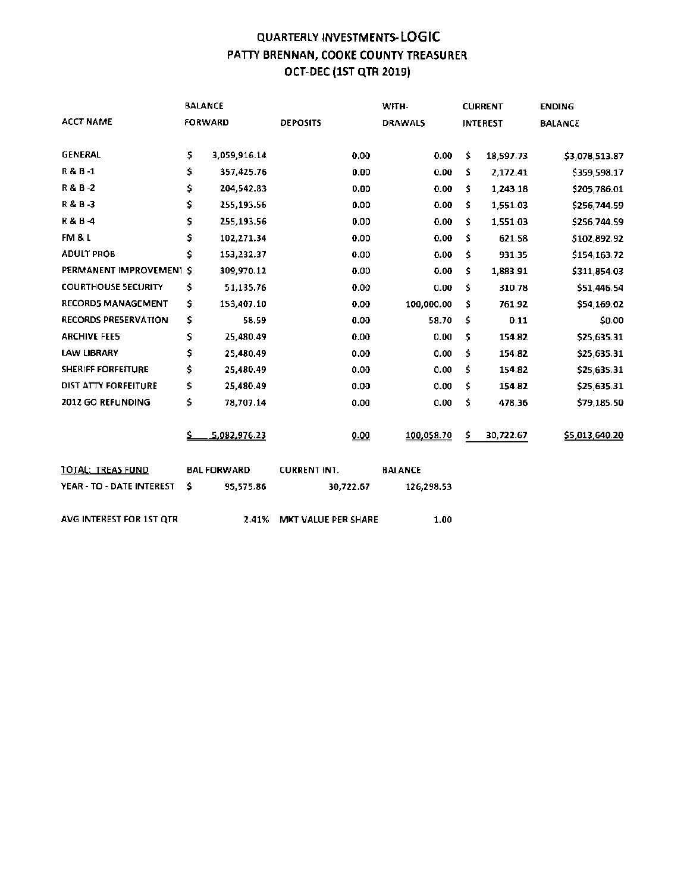# QUARTERLY INVESTMENTS-LOGIC
## PATTY BRENNAN, COOKE COUNTY TREASURER
## OCT-DEC (1ST QTR 2019)

| ACCT NAME | BALANCE FORWARD | DEPOSITS | WITH-DRAWALS | CURRENT INTEREST | ENDING BALANCE |
|---|---|---|---|---|---|
| GENERAL | $ 3,059,916.14 | 0.00 | 0.00 | $ 18,597.73 | $3,078,513.87 |
| R & B -1 | $ 357,425.76 | 0.00 | 0.00 | $ 2,172.41 | $359,598.17 |
| R & B -2 | $ 204,542.83 | 0.00 | 0.00 | $ 1,243.18 | $205,786.01 |
| R & B -3 | $ 255,193.56 | 0.00 | 0.00 | $ 1,551.03 | $256,744.59 |
| R & B -4 | $ 255,193.56 | 0.00 | 0.00 | $ 1,551.03 | $256,744.59 |
| FM & L | $ 102,271.34 | 0.00 | 0.00 | $ 621.58 | $102,892.92 |
| ADULT PROB | $ 153,232.37 | 0.00 | 0.00 | $ 931.35 | $154,163.72 |
| PERMANENT IMPROVEMENT | $ 309,970.12 | 0.00 | 0.00 | $ 1,883.91 | $311,854.03 |
| COURTHOUSE SECURITY | $ 51,135.76 | 0.00 | 0.00 | $ 310.78 | $51,446.54 |
| RECORDS MANAGEMENT | $ 153,407.10 | 0.00 | 100,000.00 | $ 761.92 | $54,169.02 |
| RECORDS PRESERVATION | $ 58.59 | 0.00 | 58.70 | $ 0.11 | $0.00 |
| ARCHIVE FEES | $ 25,480.49 | 0.00 | 0.00 | $ 154.82 | $25,635.31 |
| LAW LIBRARY | $ 25,480.49 | 0.00 | 0.00 | $ 154.82 | $25,635.31 |
| SHERIFF FORFEITURE | $ 25,480.49 | 0.00 | 0.00 | $ 154.82 | $25,635.31 |
| DIST ATTY FORFEITURE | $ 25,480.49 | 0.00 | 0.00 | $ 154.82 | $25,635.31 |
| 2012 GO REFUNDING | $ 78,707.14 | 0.00 | 0.00 | $ 478.36 | $79,185.50 |
| | $ 5,082,976.23 | 0.00 | 100,058.70 | $ 30,722.67 | $5,013,640.20 |

| TOTAL: TREAS FUND | BAL FORWARD | CURRENT INT. | BALANCE |
|---|---|---|---|
| YEAR - TO - DATE INTEREST | $ 95,575.86 | 30,722.67 | 126,298.53 |

AVG INTEREST FOR 1ST QTR 2.41% MKT VALUE PER SHARE 1.00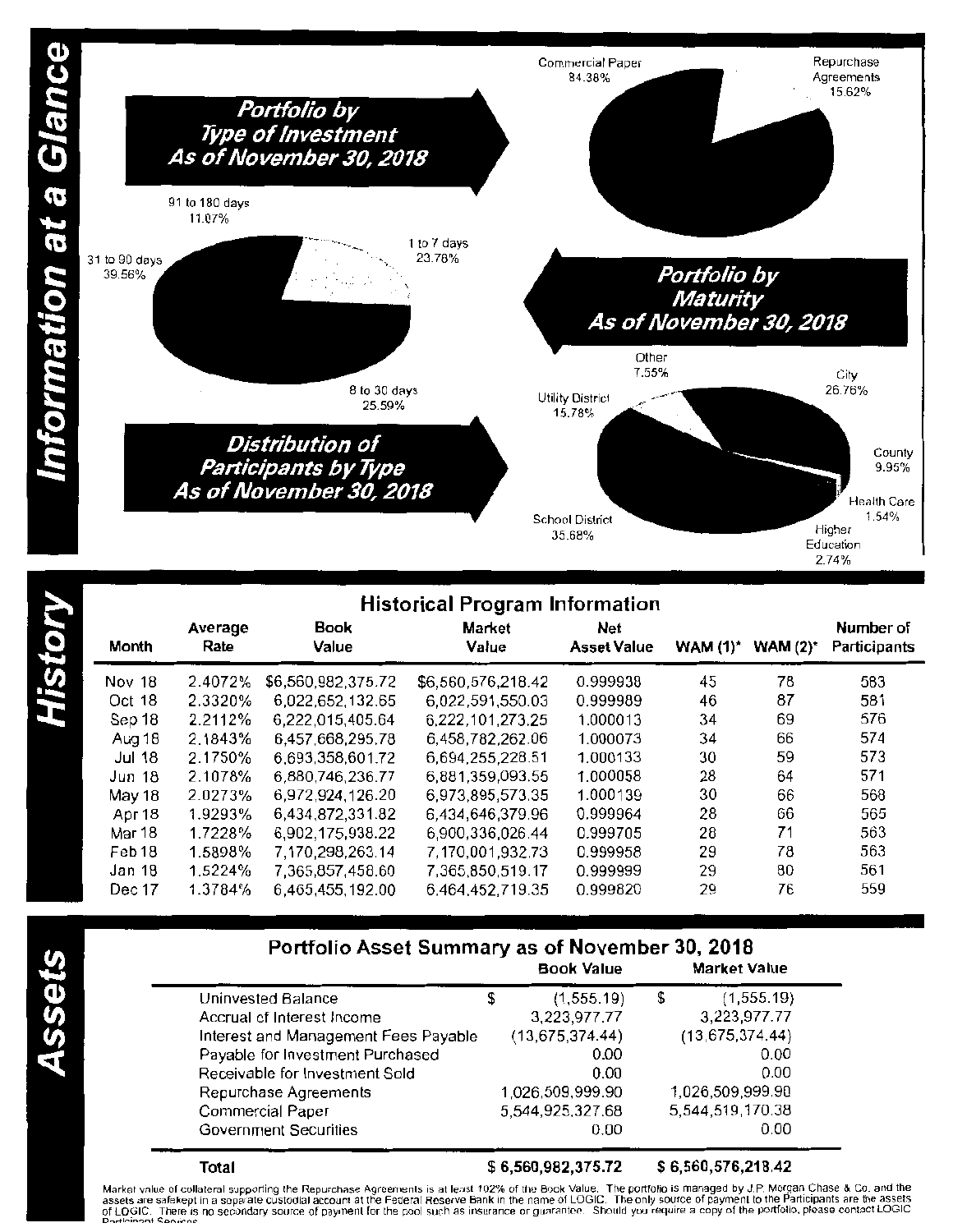# Information at a Glance

**Portfolio by Type of Investment As of November 30, 2018**

Commercial Paper 84.38%
Repurchase Agreements 15.62%

**Portfolio by Maturity As of November 30, 2018**

1 to 7 days 23.78%
8 to 30 days 25.59%
31 to 90 days 39.56%
91 to 180 days 11.07%

**Distribution of Participants by Type As of November 30, 2018**

City 26.76%
County 9.95%
Health Care 1.54%
Higher Education 2.74%
School District 35.68%
Utility District 15.78%
Other 7.55%

# History

## Historical Program Information

| Month | Average Rate | Book Value | Market Value | Net Asset Value | WAM (1)* | WAM (2)* | Number of Participants |
|---|---|---|---|---|---|---|---|
| Nov 18 | 2.4072% | $6,560,982,375.72 | $6,560,576,218.42 | 0.999938 | 45 | 78 | 583 |
| Oct 18 | 2.3320% | 6,022,652,132.65 | 6,022,591,550.03 | 0.999989 | 46 | 87 | 581 |
| Sep 18 | 2.2112% | 6,222,015,405.64 | 6,222,101,273.25 | 1.000013 | 34 | 69 | 576 |
| Aug 18 | 2.1843% | 6,457,668,295.78 | 6,458,782,262.06 | 1.000073 | 34 | 66 | 574 |
| Jul 18 | 2.1750% | 6,693,358,601.72 | 6,694,255,228.51 | 1.000133 | 30 | 59 | 573 |
| Jun 18 | 2.1078% | 6,880,746,236.77 | 6,881,359,093.55 | 1.000058 | 28 | 64 | 571 |
| May 18 | 2.0273% | 6,972,924,126.20 | 6,973,895,573.35 | 1.000139 | 30 | 66 | 568 |
| Apr 18 | 1.9293% | 6,434,872,331.82 | 6,434,646,379.96 | 0.999964 | 28 | 66 | 565 |
| Mar 18 | 1.7228% | 6,902,175,938.22 | 6,900,336,026.44 | 0.999705 | 28 | 71 | 563 |
| Feb 18 | 1.5898% | 7,170,298,263.14 | 7,170,001,932.73 | 0.999958 | 29 | 78 | 563 |
| Jan 18 | 1.5224% | 7,365,857,458.60 | 7,365,850,519.17 | 0.999999 | 29 | 80 | 561 |
| Dec 17 | 1.3784% | 6,465,455,192.00 | 6,464,452,719.35 | 0.999820 | 29 | 76 | 559 |

# Assets

## Portfolio Asset Summary as of November 30, 2018

| | Book Value | Market Value |
|---|---|---|
| Uninvested Balance | $ (1,555.19) | $ (1,555.19) |
| Accrual of Interest Income | 3,223,977.77 | 3,223,977.77 |
| Interest and Management Fees Payable | (13,675,374.44) | (13,675,374.44) |
| Payable for Investment Purchased | 0.00 | 0.00 |
| Receivable for Investment Sold | 0.00 | 0.00 |
| Repurchase Agreements | 1,026,509,999.90 | 1,026,509,999.90 |
| Commercial Paper | 5,544,925,327.68 | 5,544,519,170.38 |
| Government Securities | 0.00 | 0.00 |
| **Total** | **$ 6,560,982,375.72** | **$ 6,560,576,218.42** |

Market value of collateral supporting the Repurchase Agreements is at least 102% of the Book Value. The portfolio is managed by J.P. Morgan Chase & Co. and the assets are safekept in a separate custodial account at the Federal Reserve Bank in the name of LOGIC. The only source of payment to the Participants are the assets of LOGIC. There is no secondary source of payment for the pool such as insurance or guarantee. Should you require a copy of the portfolio, please contact LOGIC Participant Services.